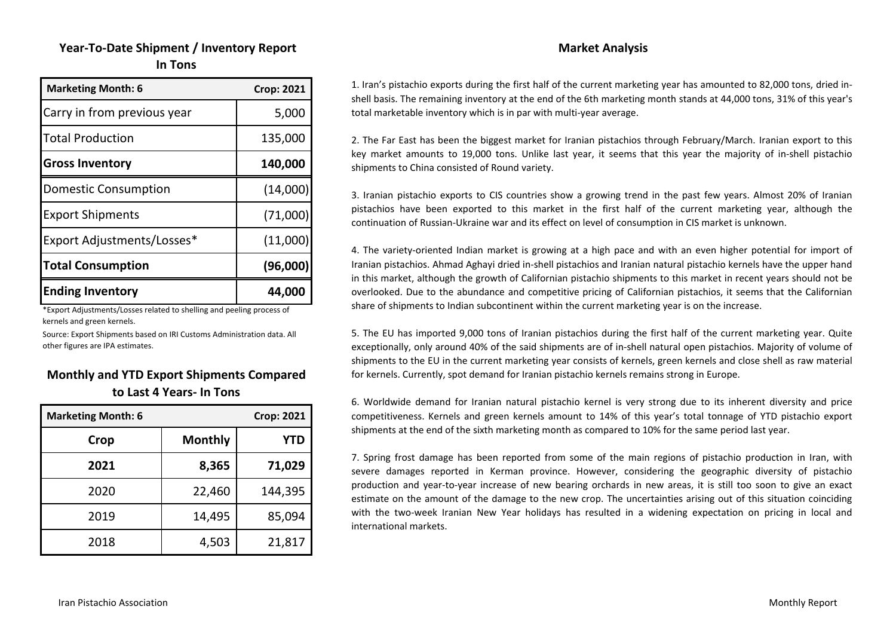## Year-To-Date Shipment / Inventory Report
### In Tons

| Marketing Month: 6 | Crop: 2021 |
|---|---|
| Carry in from previous year | 5,000 |
| Total Production | 135,000 |
| **Gross Inventory** | **140,000** |
| Domestic Consumption | (14,000) |
| Export Shipments | (71,000) |
| Export Adjustments/Losses* | (11,000) |
| **Total Consumption** | **(96,000)** |
| **Ending Inventory** | **44,000** |

*Export Adjustments/Losses related to shelling and peeling process of kernels and green kernels.

Source: Export Shipments based on IRI Customs Administration data. All other figures are IPA estimates.

## Monthly and YTD Export Shipments Compared to Last 4 Years- In Tons

| Marketing Month: 6 | | Crop: 2021 |
|---|---|---|
| **Crop** | **Monthly** | **YTD** |
| **2021** | **8,365** | **71,029** |
| 2020 | 22,460 | 144,395 |
| 2019 | 14,495 | 85,094 |
| 2018 | 4,503 | 21,817 |

## Market Analysis

1. Iran's pistachio exports during the first half of the current marketing year has amounted to 82,000 tons, dried in-shell basis. The remaining inventory at the end of the 6th marketing month stands at 44,000 tons, 31% of this year's total marketable inventory which is in par with multi-year average.

2. The Far East has been the biggest market for Iranian pistachios through February/March. Iranian export to this key market amounts to 19,000 tons. Unlike last year, it seems that this year the majority of in-shell pistachio shipments to China consisted of Round variety.

3. Iranian pistachio exports to CIS countries show a growing trend in the past few years. Almost 20% of Iranian pistachios have been exported to this market in the first half of the current marketing year, although the continuation of Russian-Ukraine war and its effect on level of consumption in CIS market is unknown.

4. The variety-oriented Indian market is growing at a high pace and with an even higher potential for import of Iranian pistachios. Ahmad Aghayi dried in-shell pistachios and Iranian natural pistachio kernels have the upper hand in this market, although the growth of Californian pistachio shipments to this market in recent years should not be overlooked. Due to the abundance and competitive pricing of Californian pistachios, it seems that the Californian share of shipments to Indian subcontinent within the current marketing year is on the increase.

5. The EU has imported 9,000 tons of Iranian pistachios during the first half of the current marketing year. Quite exceptionally, only around 40% of the said shipments are of in-shell natural open pistachios. Majority of volume of shipments to the EU in the current marketing year consists of kernels, green kernels and close shell as raw material for kernels. Currently, spot demand for Iranian pistachio kernels remains strong in Europe.

6. Worldwide demand for Iranian natural pistachio kernel is very strong due to its inherent diversity and price competitiveness. Kernels and green kernels amount to 14% of this year's total tonnage of YTD pistachio export shipments at the end of the sixth marketing month as compared to 10% for the same period last year.

7. Spring frost damage has been reported from some of the main regions of pistachio production in Iran, with severe damages reported in Kerman province. However, considering the geographic diversity of pistachio production and year-to-year increase of new bearing orchards in new areas, it is still too soon to give an exact estimate on the amount of the damage to the new crop. The uncertainties arising out of this situation coinciding with the two-week Iranian New Year holidays has resulted in a widening expectation on pricing in local and international markets.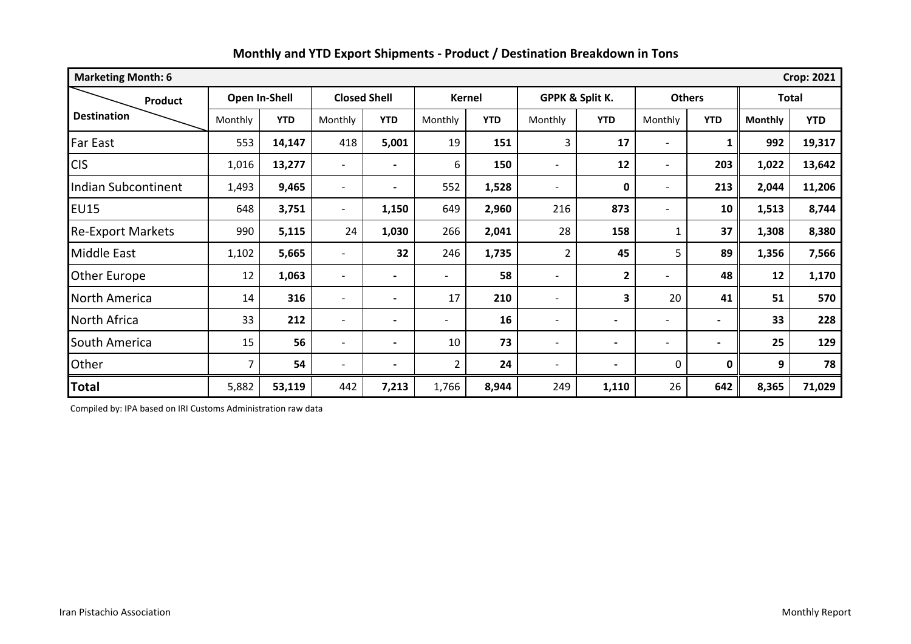# Monthly and YTD Export Shipments - Product / Destination Breakdown in Tons

| Marketing Month: 6 | | | | | | | | | | | | Crop: 2021 |
|---|---|---|---|---|---|---|---|---|---|---|---|---|
| Product / Destination | Open In-Shell | | Closed Shell | | Kernel | | GPPK & Split K. | | Others | | Total | |
| | Monthly | YTD | Monthly | YTD | Monthly | YTD | Monthly | YTD | Monthly | YTD | Monthly | YTD |
| Far East | 553 | **14,147** | 418 | **5,001** | 19 | **151** | 3 | **17** | - | **1** | **992** | **19,317** |
| CIS | 1,016 | **13,277** | - | **-** | 6 | **150** | - | **12** | - | **203** | **1,022** | **13,642** |
| Indian Subcontinent | 1,493 | **9,465** | - | **-** | 552 | **1,528** | - | **0** | - | **213** | **2,044** | **11,206** |
| EU15 | 648 | **3,751** | - | **1,150** | 649 | **2,960** | 216 | **873** | - | **10** | **1,513** | **8,744** |
| Re-Export Markets | 990 | **5,115** | 24 | **1,030** | 266 | **2,041** | 28 | **158** | 1 | **37** | **1,308** | **8,380** |
| Middle East | 1,102 | **5,665** | - | **32** | 246 | **1,735** | 2 | **45** | 5 | **89** | **1,356** | **7,566** |
| Other Europe | 12 | **1,063** | - | **-** | - | **58** | - | **2** | - | **48** | **12** | **1,170** |
| North America | 14 | **316** | - | **-** | 17 | **210** | - | **3** | 20 | **41** | **51** | **570** |
| North Africa | 33 | **212** | - | **-** | - | **16** | - | **-** | - | **-** | **33** | **228** |
| South America | 15 | **56** | - | **-** | 10 | **73** | - | **-** | - | **-** | **25** | **129** |
| Other | 7 | **54** | - | **-** | 2 | **24** | - | **-** | 0 | **0** | **9** | **78** |
| **Total** | 5,882 | **53,119** | 442 | **7,213** | 1,766 | **8,944** | 249 | **1,110** | 26 | **642** | **8,365** | **71,029** |

Compiled by: IPA based on IRI Customs Administration raw data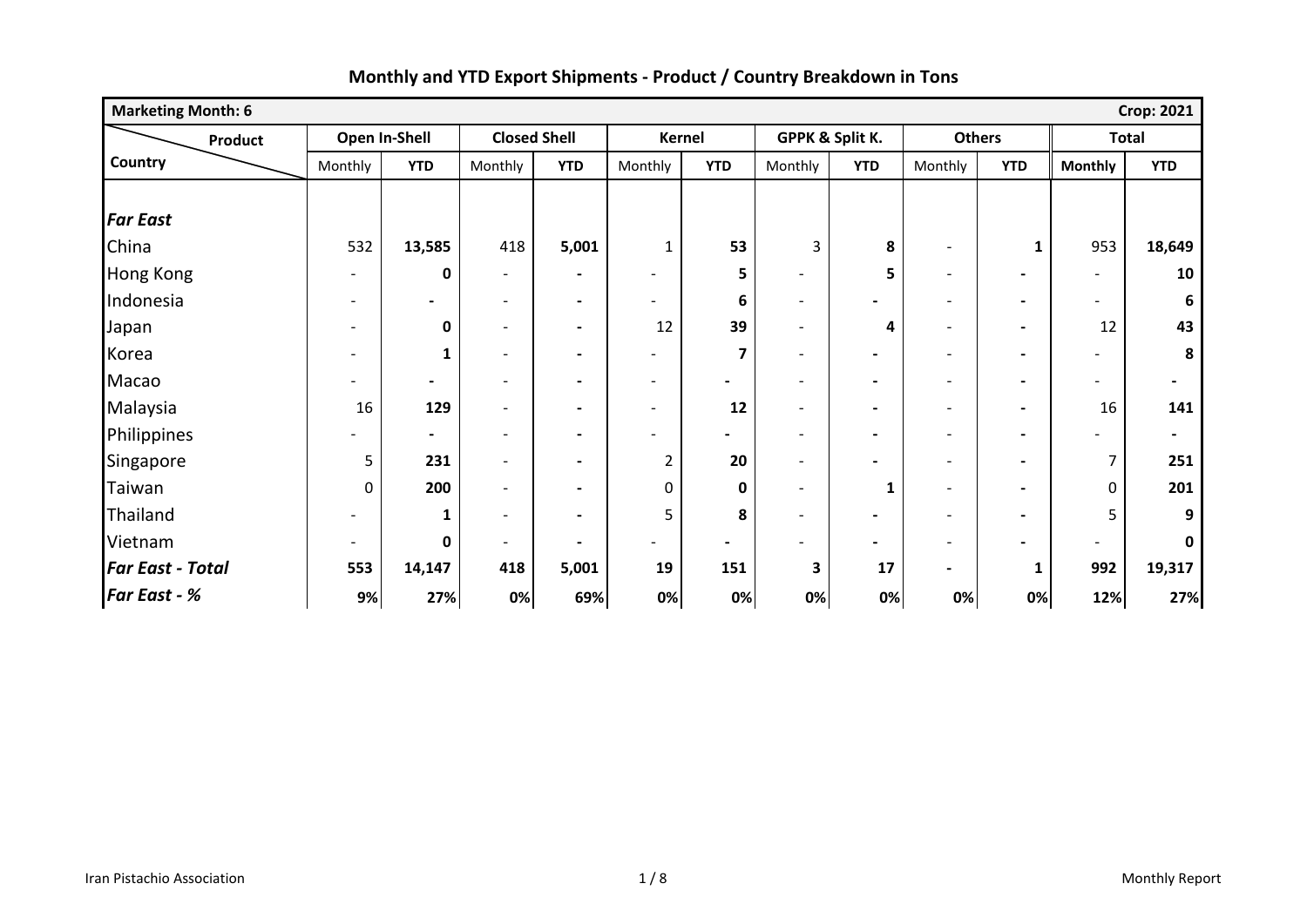# Monthly and YTD Export Shipments - Product / Country Breakdown in Tons

| Marketing Month: 6 | | | | | | | | | | | | Crop: 2021 |
|---|---|---|---|---|---|---|---|---|---|---|---|---|
| Product / Country | Open In-Shell | | Closed Shell | | Kernel | | GPPK & Split K. | | Others | | Total | |
| | Monthly | **YTD** | Monthly | **YTD** | Monthly | **YTD** | Monthly | **YTD** | Monthly | **YTD** | **Monthly** | **YTD** |
| ***Far East*** | | | | | | | | | | | | |
| China | 532 | **13,585** | 418 | **5,001** | 1 | **53** | 3 | **8** | - | **1** | 953 | **18,649** |
| Hong Kong | - | **0** | - | **-** | - | **5** | - | **5** | - | **-** | - | **10** |
| Indonesia | - | **-** | - | **-** | - | **6** | - | **-** | - | **-** | - | **6** |
| Japan | - | **0** | - | **-** | 12 | **39** | - | **4** | - | **-** | 12 | **43** |
| Korea | - | **1** | - | **-** | - | **7** | - | **-** | - | **-** | - | **8** |
| Macao | - | **-** | - | **-** | - | **-** | - | **-** | - | **-** | - | **-** |
| Malaysia | 16 | **129** | - | **-** | - | **12** | - | **-** | - | **-** | 16 | **141** |
| Philippines | - | **-** | - | **-** | - | **-** | - | **-** | - | **-** | - | **-** |
| Singapore | 5 | **231** | - | **-** | 2 | **20** | - | **-** | - | **-** | 7 | **251** |
| Taiwan | 0 | **200** | - | **-** | 0 | **0** | - | **1** | - | **-** | 0 | **201** |
| Thailand | - | **1** | - | **-** | 5 | **8** | - | **-** | - | **-** | 5 | **9** |
| Vietnam | - | **0** | - | **-** | - | **-** | - | **-** | - | **-** | - | **0** |
| ***Far East - Total*** | **553** | **14,147** | **418** | **5,001** | **19** | **151** | **3** | **17** | **-** | **1** | **992** | **19,317** |
| ***Far East - %*** | **9%** | **27%** | **0%** | **69%** | **0%** | **0%** | **0%** | **0%** | **0%** | **0%** | **12%** | **27%** |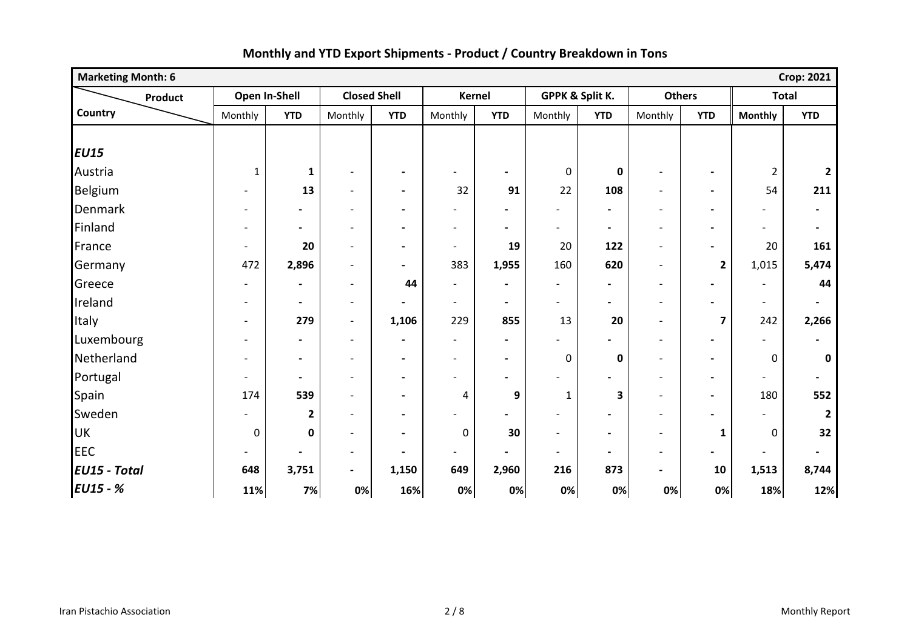## Monthly and YTD Export Shipments - Product / Country Breakdown in Tons

| Marketing Month: 6 | | | | | | | | | | | | Crop: 2021 |
|---|---|---|---|---|---|---|---|---|---|---|---|---|
| Product / Country | Open In-Shell | | Closed Shell | | Kernel | | GPPK & Split K. | | Others | | Total | |
| | Monthly | YTD | Monthly | YTD | Monthly | YTD | Monthly | YTD | Monthly | YTD | Monthly | YTD |
| ***EU15*** | | | | | | | | | | | | |
| Austria | 1 | **1** | - | **-** | - | **-** | 0 | **0** | - | **-** | 2 | **2** |
| Belgium | - | **13** | - | **-** | 32 | **91** | 22 | **108** | - | **-** | 54 | **211** |
| Denmark | - | **-** | - | **-** | - | **-** | - | **-** | - | **-** | - | **-** |
| Finland | - | **-** | - | **-** | - | **-** | - | **-** | - | **-** | - | **-** |
| France | - | **20** | - | **-** | - | **19** | 20 | **122** | - | **-** | 20 | **161** |
| Germany | 472 | **2,896** | - | **-** | 383 | **1,955** | 160 | **620** | - | **2** | 1,015 | **5,474** |
| Greece | - | **-** | - | **44** | - | **-** | - | **-** | - | **-** | - | **44** |
| Ireland | - | **-** | - | **-** | - | **-** | - | **-** | - | **-** | - | **-** |
| Italy | - | **279** | - | **1,106** | 229 | **855** | 13 | **20** | - | **7** | 242 | **2,266** |
| Luxembourg | - | **-** | - | **-** | - | **-** | - | **-** | - | **-** | - | **-** |
| Netherland | - | **-** | - | **-** | - | **-** | 0 | **0** | - | **-** | 0 | **0** |
| Portugal | - | **-** | - | **-** | - | **-** | - | **-** | - | **-** | - | **-** |
| Spain | 174 | **539** | - | **-** | 4 | **9** | 1 | **3** | - | **-** | 180 | **552** |
| Sweden | - | **2** | - | **-** | - | **-** | - | **-** | - | **-** | - | **2** |
| UK | 0 | **0** | - | **-** | 0 | **30** | - | **-** | - | **1** | 0 | **32** |
| EEC | - | **-** | - | **-** | - | **-** | - | **-** | - | **-** | - | **-** |
| ***EU15 - Total*** | **648** | **3,751** | **-** | **1,150** | **649** | **2,960** | **216** | **873** | **-** | **10** | **1,513** | **8,744** |
| ***EU15 - %*** | **11%** | **7%** | **0%** | **16%** | **0%** | **0%** | **0%** | **0%** | **0%** | **0%** | **18%** | **12%** |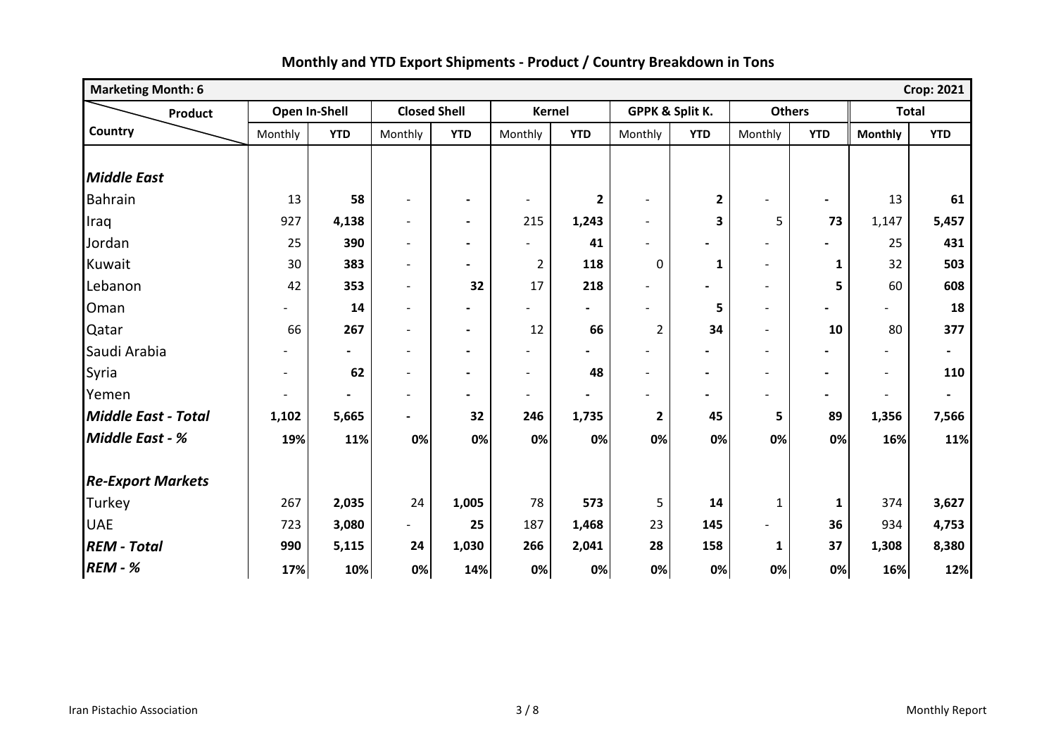## Monthly and YTD Export Shipments - Product / Country Breakdown in Tons

| Marketing Month: 6 | | | | | | | | | | | | Crop: 2021 |
|---|---|---|---|---|---|---|---|---|---|---|---|---|
| Product / Country | Open In-Shell | | Closed Shell | | Kernel | | GPPK & Split K. | | Others | | Total | |
| | Monthly | **YTD** | Monthly | **YTD** | Monthly | **YTD** | Monthly | **YTD** | Monthly | **YTD** | **Monthly** | **YTD** |
| ***Middle East*** | | | | | | | | | | | | |
| Bahrain | 13 | **58** | - | **-** | - | **2** | - | **2** | - | **-** | 13 | **61** |
| Iraq | 927 | **4,138** | - | **-** | 215 | **1,243** | - | **3** | 5 | **73** | 1,147 | **5,457** |
| Jordan | 25 | **390** | - | **-** | - | **41** | - | **-** | - | **-** | 25 | **431** |
| Kuwait | 30 | **383** | - | **-** | 2 | **118** | 0 | **1** | - | **1** | 32 | **503** |
| Lebanon | 42 | **353** | - | **32** | 17 | **218** | - | **-** | - | **5** | 60 | **608** |
| Oman | - | **14** | - | **-** | - | **-** | - | **5** | - | **-** | - | **18** |
| Qatar | 66 | **267** | - | **-** | 12 | **66** | 2 | **34** | - | **10** | 80 | **377** |
| Saudi Arabia | - | **-** | - | **-** | - | **-** | - | **-** | - | **-** | - | **-** |
| Syria | - | **62** | - | **-** | - | **48** | - | **-** | - | **-** | - | **110** |
| Yemen | - | **-** | - | **-** | - | **-** | - | **-** | - | **-** | - | **-** |
| ***Middle East - Total*** | **1,102** | **5,665** | **-** | **32** | **246** | **1,735** | **2** | **45** | **5** | **89** | **1,356** | **7,566** |
| ***Middle East - %*** | **19%** | **11%** | **0%** | **0%** | **0%** | **0%** | **0%** | **0%** | **0%** | **0%** | **16%** | **11%** |
| ***Re-Export Markets*** | | | | | | | | | | | | |
| Turkey | 267 | **2,035** | 24 | **1,005** | 78 | **573** | 5 | **14** | 1 | **1** | 374 | **3,627** |
| UAE | 723 | **3,080** | - | **25** | 187 | **1,468** | 23 | **145** | - | **36** | 934 | **4,753** |
| ***REM - Total*** | **990** | **5,115** | **24** | **1,030** | **266** | **2,041** | **28** | **158** | **1** | **37** | **1,308** | **8,380** |
| ***REM - %*** | **17%** | **10%** | **0%** | **14%** | **0%** | **0%** | **0%** | **0%** | **0%** | **0%** | **16%** | **12%** |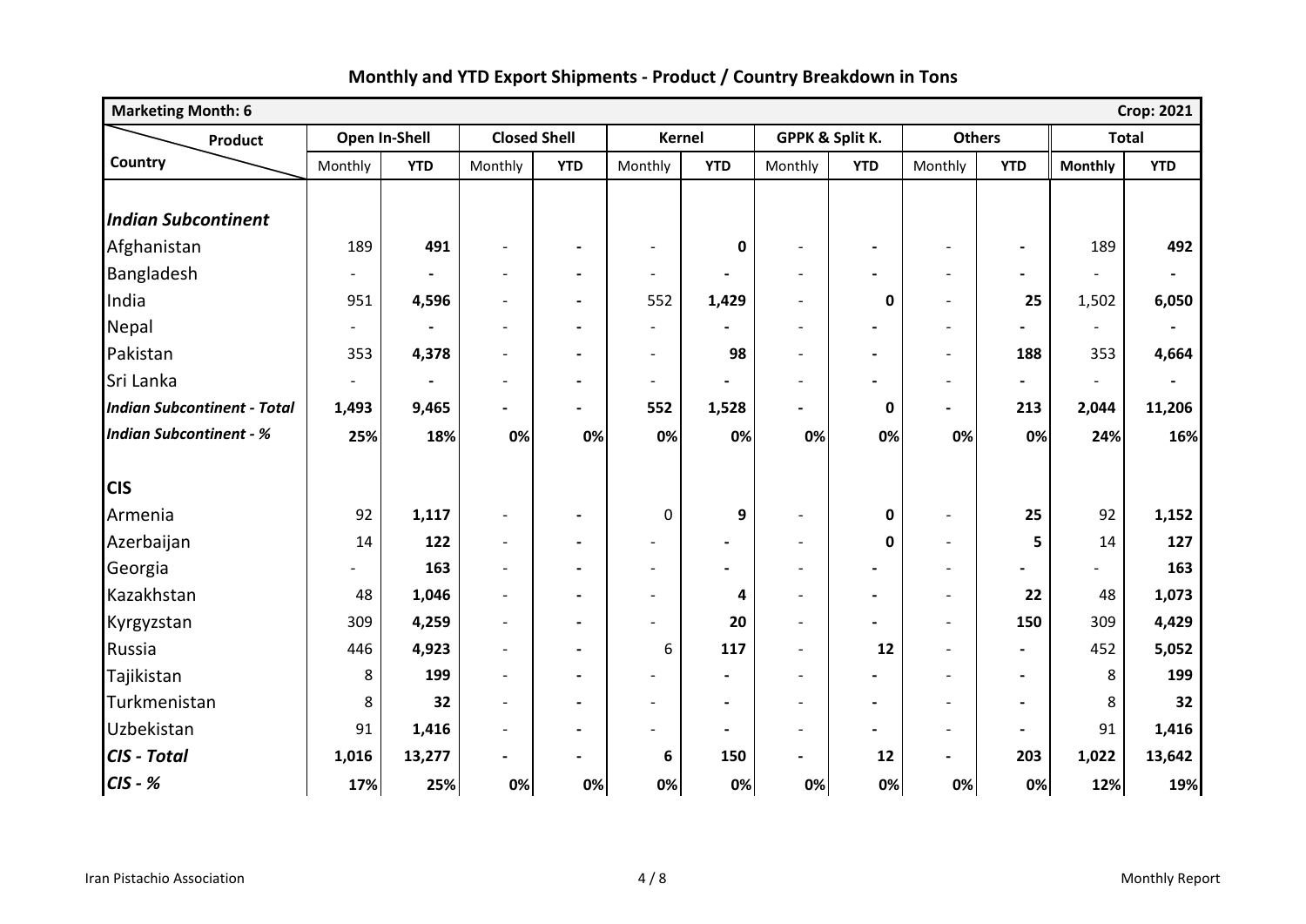# Monthly and YTD Export Shipments - Product / Country Breakdown in Tons

| Marketing Month: 6 | | | | | | | | | | | | Crop: 2021 |
|---|---|---|---|---|---|---|---|---|---|---|---|---|
| Product / Country | Open In-Shell | | Closed Shell | | Kernel | | GPPK & Split K. | | Others | | Total | |
| | Monthly | YTD | Monthly | YTD | Monthly | YTD | Monthly | YTD | Monthly | YTD | Monthly | YTD |
| ***Indian Subcontinent*** | | | | | | | | | | | | |
| Afghanistan | 189 | **491** | - | **-** | - | **0** | - | **-** | - | **-** | 189 | **492** |
| Bangladesh | - | **-** | - | **-** | - | **-** | - | **-** | - | **-** | - | **-** |
| India | 951 | **4,596** | - | **-** | 552 | **1,429** | - | **0** | - | **25** | 1,502 | **6,050** |
| Nepal | - | **-** | - | **-** | - | **-** | - | **-** | - | **-** | - | **-** |
| Pakistan | 353 | **4,378** | - | **-** | - | **98** | - | **-** | - | **188** | 353 | **4,664** |
| Sri Lanka | - | **-** | - | **-** | - | **-** | - | **-** | - | **-** | - | **-** |
| ***Indian Subcontinent - Total*** | **1,493** | **9,465** | **-** | **-** | **552** | **1,528** | **-** | **0** | **-** | **213** | **2,044** | **11,206** |
| ***Indian Subcontinent - %*** | **25%** | **18%** | **0%** | **0%** | **0%** | **0%** | **0%** | **0%** | **0%** | **0%** | **24%** | **16%** |
| **CIS** | | | | | | | | | | | | |
| Armenia | 92 | **1,117** | - | **-** | 0 | **9** | - | **0** | - | **25** | 92 | **1,152** |
| Azerbaijan | 14 | **122** | - | **-** | - | **-** | - | **0** | - | **5** | 14 | **127** |
| Georgia | - | **163** | - | **-** | - | **-** | - | **-** | - | **-** | - | **163** |
| Kazakhstan | 48 | **1,046** | - | **-** | - | **4** | - | **-** | - | **22** | 48 | **1,073** |
| Kyrgyzstan | 309 | **4,259** | - | **-** | - | **20** | - | **-** | - | **150** | 309 | **4,429** |
| Russia | 446 | **4,923** | - | **-** | 6 | **117** | - | **12** | - | **-** | 452 | **5,052** |
| Tajikistan | 8 | **199** | - | **-** | - | **-** | - | **-** | - | **-** | 8 | **199** |
| Turkmenistan | 8 | **32** | - | **-** | - | **-** | - | **-** | - | **-** | 8 | **32** |
| Uzbekistan | 91 | **1,416** | - | **-** | - | **-** | - | **-** | - | **-** | 91 | **1,416** |
| ***CIS - Total*** | **1,016** | **13,277** | **-** | **-** | **6** | **150** | **-** | **12** | **-** | **203** | **1,022** | **13,642** |
| ***CIS - %*** | **17%** | **25%** | **0%** | **0%** | **0%** | **0%** | **0%** | **0%** | **0%** | **0%** | **12%** | **19%** |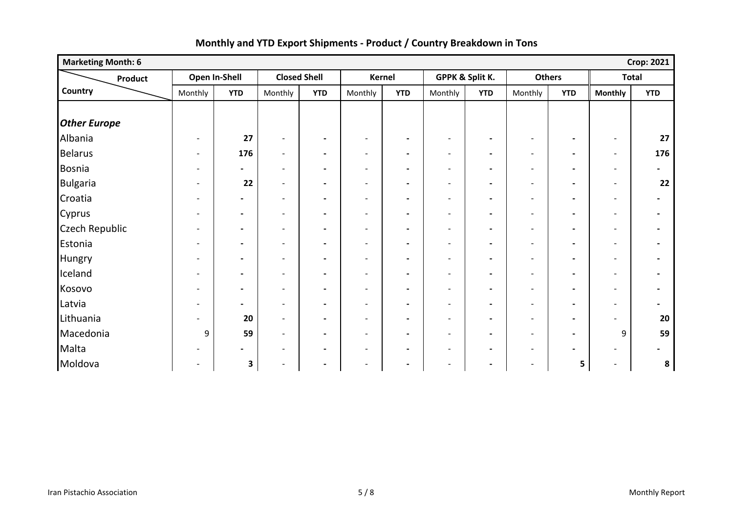## Monthly and YTD Export Shipments - Product / Country Breakdown in Tons

| Marketing Month: 6 | | | | | | | | | | | | Crop: 2021 |
|---|---|---|---|---|---|---|---|---|---|---|---|---|
| Product / Country | Open In-Shell | | Closed Shell | | Kernel | | GPPK & Split K. | | Others | | Total | |
| | Monthly | YTD | Monthly | YTD | Monthly | YTD | Monthly | YTD | Monthly | YTD | Monthly | YTD |
| ***Other Europe*** | | | | | | | | | | | | |
| Albania | - | 27 | - | - | - | - | - | - | - | - | - | 27 |
| Belarus | - | 176 | - | - | - | - | - | - | - | - | - | 176 |
| Bosnia | - | - | - | - | - | - | - | - | - | - | - | - |
| Bulgaria | - | 22 | - | - | - | - | - | - | - | - | - | 22 |
| Croatia | - | - | - | - | - | - | - | - | - | - | - | - |
| Cyprus | - | - | - | - | - | - | - | - | - | - | - | - |
| Czech Republic | - | - | - | - | - | - | - | - | - | - | - | - |
| Estonia | - | - | - | - | - | - | - | - | - | - | - | - |
| Hungry | - | - | - | - | - | - | - | - | - | - | - | - |
| Iceland | - | - | - | - | - | - | - | - | - | - | - | - |
| Kosovo | - | - | - | - | - | - | - | - | - | - | - | - |
| Latvia | - | - | - | - | - | - | - | - | - | - | - | - |
| Lithuania | - | 20 | - | - | - | - | - | - | - | - | - | 20 |
| Macedonia | 9 | 59 | - | - | - | - | - | - | - | - | 9 | 59 |
| Malta | - | - | - | - | - | - | - | - | - | - | - | - |
| Moldova | - | 3 | - | - | - | - | - | - | - | 5 | - | 8 |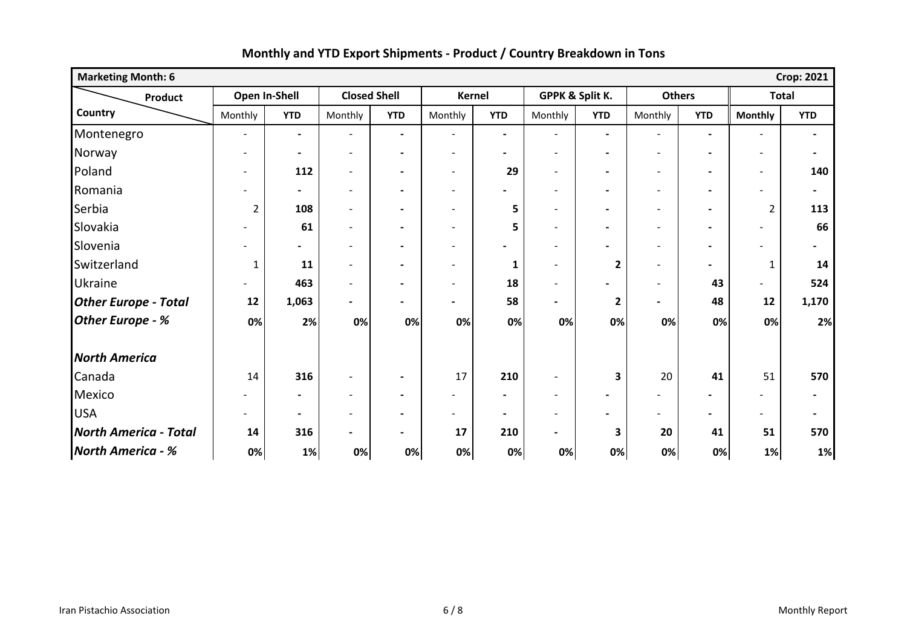## Monthly and YTD Export Shipments - Product / Country Breakdown in Tons

| Marketing Month: 6 | | | | | | | | | | | | Crop: 2021 |
|---|---|---|---|---|---|---|---|---|---|---|---|---|
| Product / Country | Open In-Shell | | Closed Shell | | Kernel | | GPPK & Split K. | | Others | | Total | |
| | Monthly | YTD | Monthly | YTD | Monthly | YTD | Monthly | YTD | Monthly | YTD | Monthly | YTD |
| Montenegro | - | - | - | - | - | - | - | - | - | - | - | - |
| Norway | - | - | - | - | - | - | - | - | - | - | - | - |
| Poland | - | 112 | - | - | - | 29 | - | - | - | - | - | 140 |
| Romania | - | - | - | - | - | - | - | - | - | - | - | - |
| Serbia | 2 | 108 | - | - | - | 5 | - | - | - | - | 2 | 113 |
| Slovakia | - | 61 | - | - | - | 5 | - | - | - | - | - | 66 |
| Slovenia | - | - | - | - | - | - | - | - | - | - | - | - |
| Switzerland | 1 | 11 | - | - | - | 1 | - | 2 | - | - | 1 | 14 |
| Ukraine | - | 463 | - | - | - | 18 | - | - | - | 43 | - | 524 |
| ***Other Europe - Total*** | **12** | **1,063** | **-** | **-** | **-** | **58** | **-** | **2** | **-** | **48** | **12** | **1,170** |
| ***Other Europe - %*** | **0%** | **2%** | **0%** | **0%** | **0%** | **0%** | **0%** | **0%** | **0%** | **0%** | **0%** | **2%** |
| | | | | | | | | | | | | |
| ***North America*** | | | | | | | | | | | | |
| Canada | 14 | 316 | - | - | 17 | 210 | - | 3 | 20 | 41 | 51 | 570 |
| Mexico | - | - | - | - | - | - | - | - | - | - | - | - |
| USA | - | - | - | - | - | - | - | - | - | - | - | - |
| ***North America - Total*** | **14** | **316** | **-** | **-** | **17** | **210** | **-** | **3** | **20** | **41** | **51** | **570** |
| ***North America - %*** | **0%** | **1%** | **0%** | **0%** | **0%** | **0%** | **0%** | **0%** | **0%** | **0%** | **1%** | **1%** |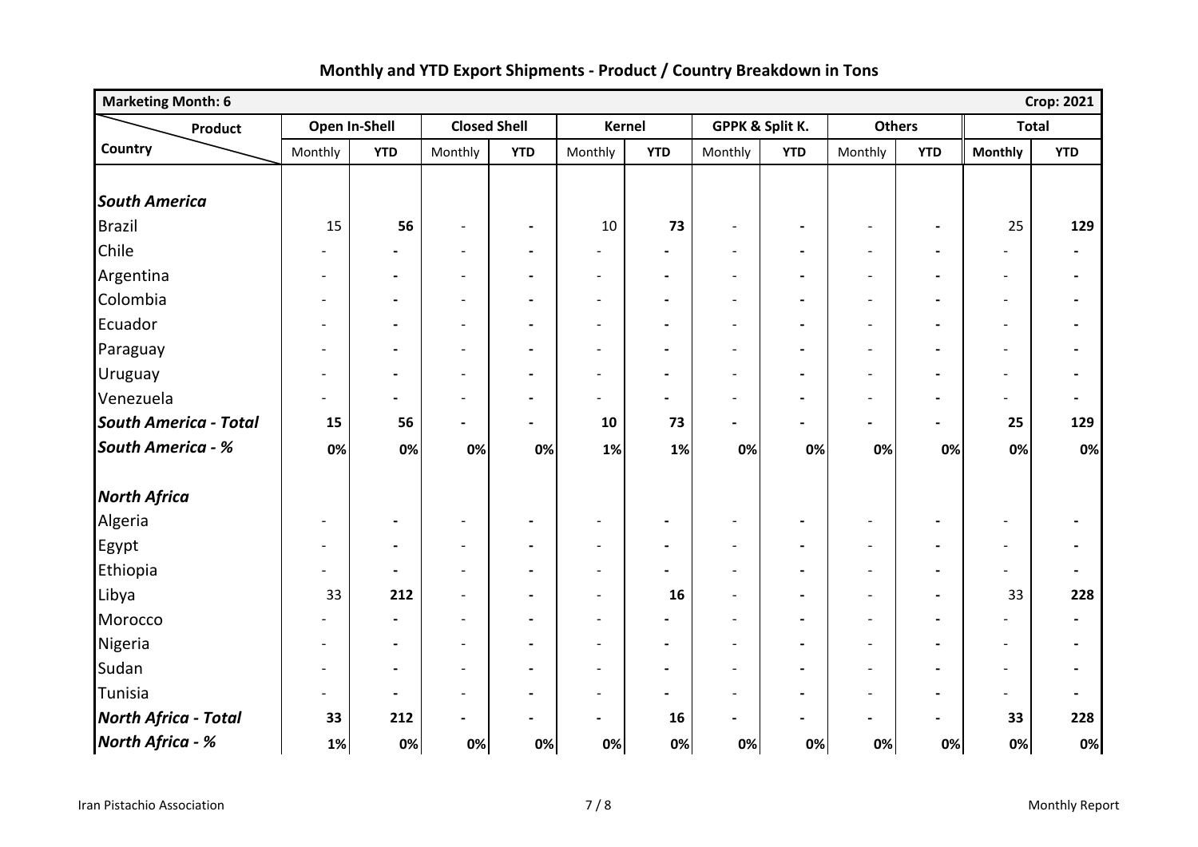## Monthly and YTD Export Shipments - Product / Country Breakdown in Tons

| Marketing Month: 6 | | | | | | | | | | | | Crop: 2021 |
|---|---|---|---|---|---|---|---|---|---|---|---|---|
| Product / Country | Open In-Shell | | Closed Shell | | Kernel | | GPPK & Split K. | | Others | | Total | |
| | Monthly | **YTD** | Monthly | **YTD** | Monthly | **YTD** | Monthly | **YTD** | Monthly | **YTD** | **Monthly** | **YTD** |
| ***South America*** | | | | | | | | | | | | |
| Brazil | 15 | **56** | - | **-** | 10 | **73** | - | **-** | - | **-** | 25 | **129** |
| Chile | - | **-** | - | **-** | - | **-** | - | **-** | - | **-** | - | **-** |
| Argentina | - | **-** | - | **-** | - | **-** | - | **-** | - | **-** | - | **-** |
| Colombia | - | **-** | - | **-** | - | **-** | - | **-** | - | **-** | - | **-** |
| Ecuador | - | **-** | - | **-** | - | **-** | - | **-** | - | **-** | - | **-** |
| Paraguay | - | **-** | - | **-** | - | **-** | - | **-** | - | **-** | - | **-** |
| Uruguay | - | **-** | - | **-** | - | **-** | - | **-** | - | **-** | - | **-** |
| Venezuela | - | **-** | - | **-** | - | **-** | - | **-** | - | **-** | - | **-** |
| ***South America - Total*** | **15** | **56** | **-** | **-** | **10** | **73** | **-** | **-** | **-** | **-** | **25** | **129** |
| ***South America - %*** | **0%** | **0%** | **0%** | **0%** | **1%** | **1%** | **0%** | **0%** | **0%** | **0%** | **0%** | **0%** |
| ***North Africa*** | | | | | | | | | | | | |
| Algeria | - | **-** | - | **-** | - | **-** | - | **-** | - | **-** | - | **-** |
| Egypt | - | **-** | - | **-** | - | **-** | - | **-** | - | **-** | - | **-** |
| Ethiopia | - | **-** | - | **-** | - | **-** | - | **-** | - | **-** | - | **-** |
| Libya | 33 | **212** | - | **-** | - | **16** | - | **-** | - | **-** | 33 | **228** |
| Morocco | - | **-** | - | **-** | - | **-** | - | **-** | - | **-** | - | **-** |
| Nigeria | - | **-** | - | **-** | - | **-** | - | **-** | - | **-** | - | **-** |
| Sudan | - | **-** | - | **-** | - | **-** | - | **-** | - | **-** | - | **-** |
| Tunisia | - | **-** | - | **-** | - | **-** | - | **-** | - | **-** | - | **-** |
| ***North Africa - Total*** | **33** | **212** | **-** | **-** | **-** | **16** | **-** | **-** | **-** | **-** | **33** | **228** |
| ***North Africa - %*** | **1%** | **0%** | **0%** | **0%** | **0%** | **0%** | **0%** | **0%** | **0%** | **0%** | **0%** | **0%** |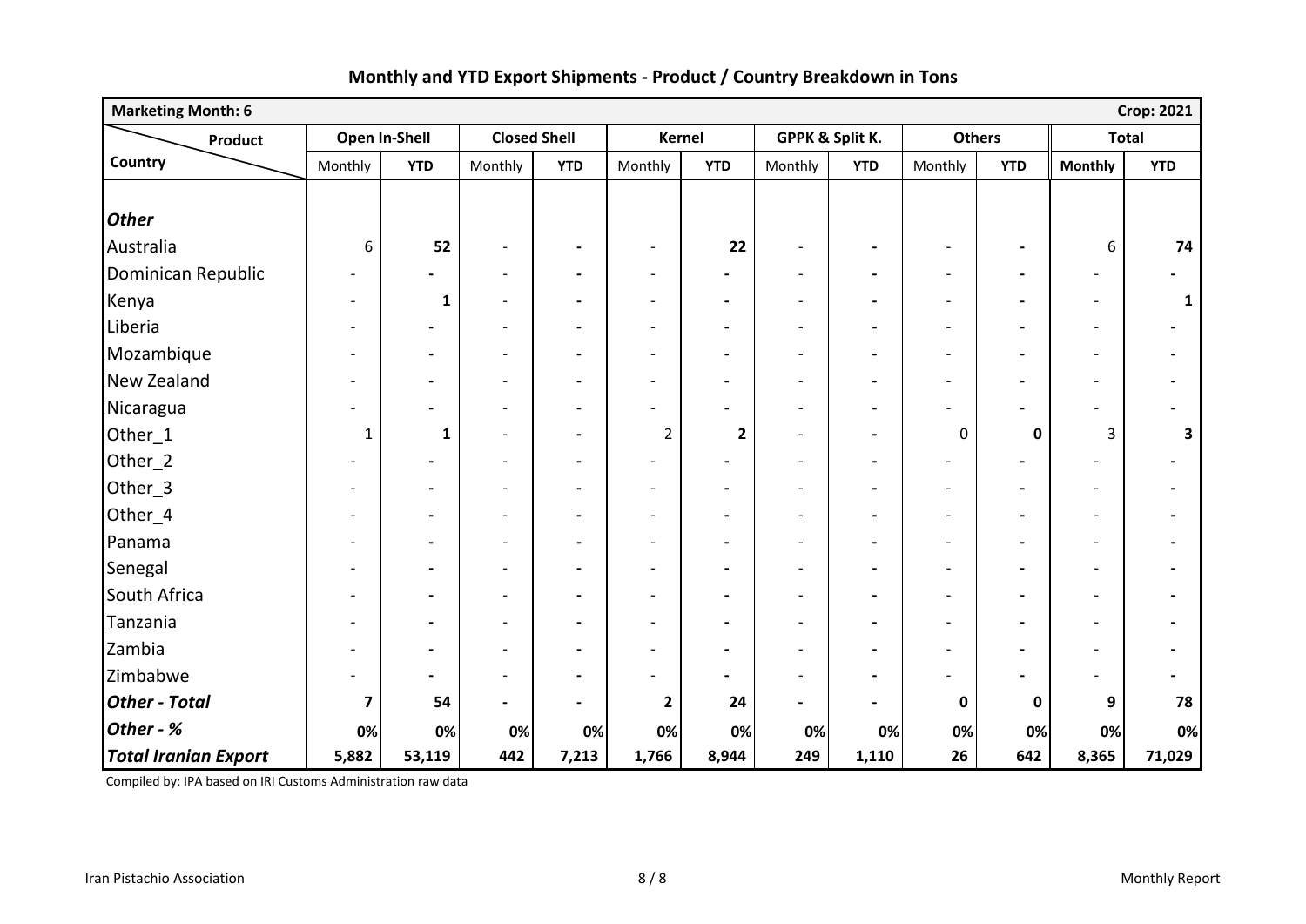## Monthly and YTD Export Shipments - Product / Country Breakdown in Tons

| Marketing Month: 6 | | | | | | | | | | | | Crop: 2021 |
|---|---|---|---|---|---|---|---|---|---|---|---|---|
| Product / Country | Open In-Shell | | Closed Shell | | Kernel | | GPPK & Split K. | | Others | | Total | |
| | Monthly | YTD | Monthly | YTD | Monthly | YTD | Monthly | YTD | Monthly | YTD | Monthly | YTD |
| ***Other*** | | | | | | | | | | | | |
| Australia | 6 | **52** | - | - | - | **22** | - | - | - | - | 6 | **74** |
| Dominican Republic | - | - | - | - | - | - | - | - | - | - | - | - |
| Kenya | - | **1** | - | - | - | - | - | - | - | - | - | **1** |
| Liberia | - | - | - | - | - | - | - | - | - | - | - | - |
| Mozambique | - | - | - | - | - | - | - | - | - | - | - | - |
| New Zealand | - | - | - | - | - | - | - | - | - | - | - | - |
| Nicaragua | - | - | - | - | - | - | - | - | - | - | - | - |
| Other_1 | 1 | **1** | - | - | 2 | **2** | - | - | 0 | **0** | 3 | **3** |
| Other_2 | - | - | - | - | - | - | - | - | - | - | - | - |
| Other_3 | - | - | - | - | - | - | - | - | - | - | - | - |
| Other_4 | - | - | - | - | - | - | - | - | - | - | - | - |
| Panama | - | - | - | - | - | - | - | - | - | - | - | - |
| Senegal | - | - | - | - | - | - | - | - | - | - | - | - |
| South Africa | - | - | - | - | - | - | - | - | - | - | - | - |
| Tanzania | - | - | - | - | - | - | - | - | - | - | - | - |
| Zambia | - | - | - | - | - | - | - | - | - | - | - | - |
| Zimbabwe | - | - | - | - | - | - | - | - | - | - | - | - |
| ***Other - Total*** | **7** | **54** | **-** | **-** | **2** | **24** | **-** | **-** | **0** | **0** | **9** | **78** |
| ***Other - %*** | **0%** | **0%** | **0%** | **0%** | **0%** | **0%** | **0%** | **0%** | **0%** | **0%** | **0%** | **0%** |
| ***Total Iranian Export*** | **5,882** | **53,119** | **442** | **7,213** | **1,766** | **8,944** | **249** | **1,110** | **26** | **642** | **8,365** | **71,029** |

Compiled by: IPA based on IRI Customs Administration raw data